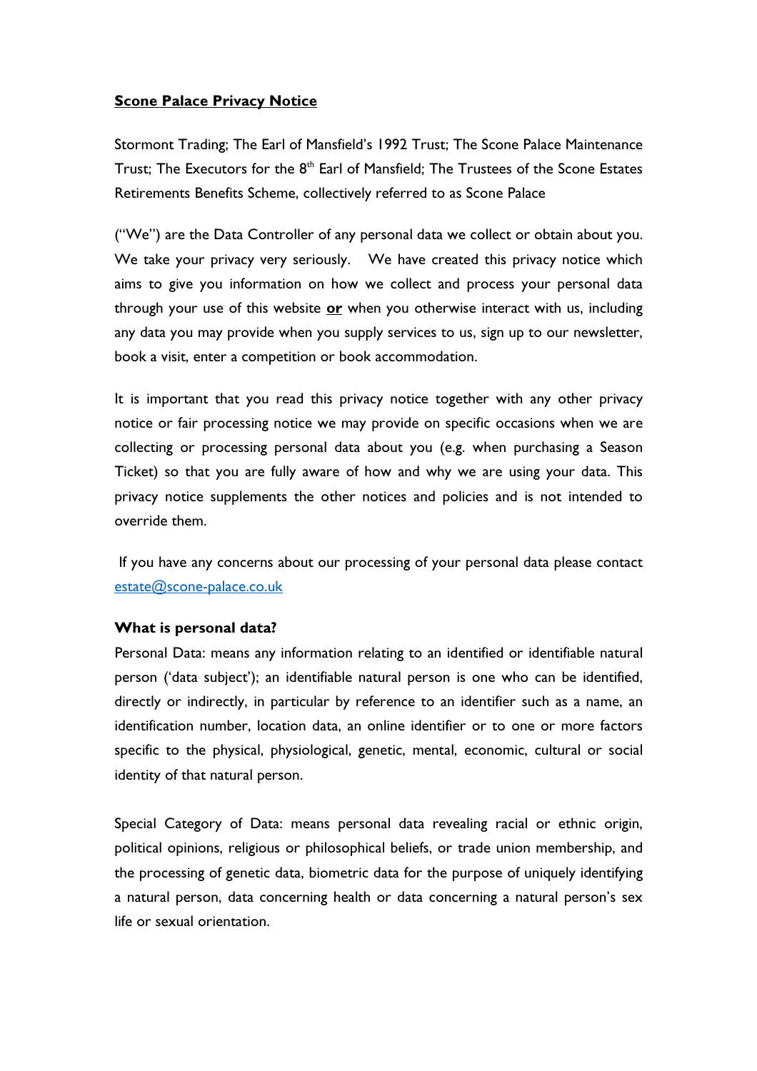**Scone Palace Privacy Notice**

Stormont Trading; The Earl of Mansfield's 1992 Trust; The Scone Palace Maintenance Trust; The Executors for the 8th Earl of Mansfield; The Trustees of the Scone Estates Retirements Benefits Scheme, collectively referred to as Scone Palace

("We") are the Data Controller of any personal data we collect or obtain about you. We take your privacy very seriously. We have created this privacy notice which aims to give you information on how we collect and process your personal data through your use of this website **or** when you otherwise interact with us, including any data you may provide when you supply services to us, sign up to our newsletter, book a visit, enter a competition or book accommodation.

It is important that you read this privacy notice together with any other privacy notice or fair processing notice we may provide on specific occasions when we are collecting or processing personal data about you (e.g. when purchasing a Season Ticket) so that you are fully aware of how and why we are using your data. This privacy notice supplements the other notices and policies and is not intended to override them.

If you have any concerns about our processing of your personal data please contact estate@scone-palace.co.uk

**What is personal data?**

Personal Data: means any information relating to an identified or identifiable natural person ('data subject'); an identifiable natural person is one who can be identified, directly or indirectly, in particular by reference to an identifier such as a name, an identification number, location data, an online identifier or to one or more factors specific to the physical, physiological, genetic, mental, economic, cultural or social identity of that natural person.

Special Category of Data: means personal data revealing racial or ethnic origin, political opinions, religious or philosophical beliefs, or trade union membership, and the processing of genetic data, biometric data for the purpose of uniquely identifying a natural person, data concerning health or data concerning a natural person's sex life or sexual orientation.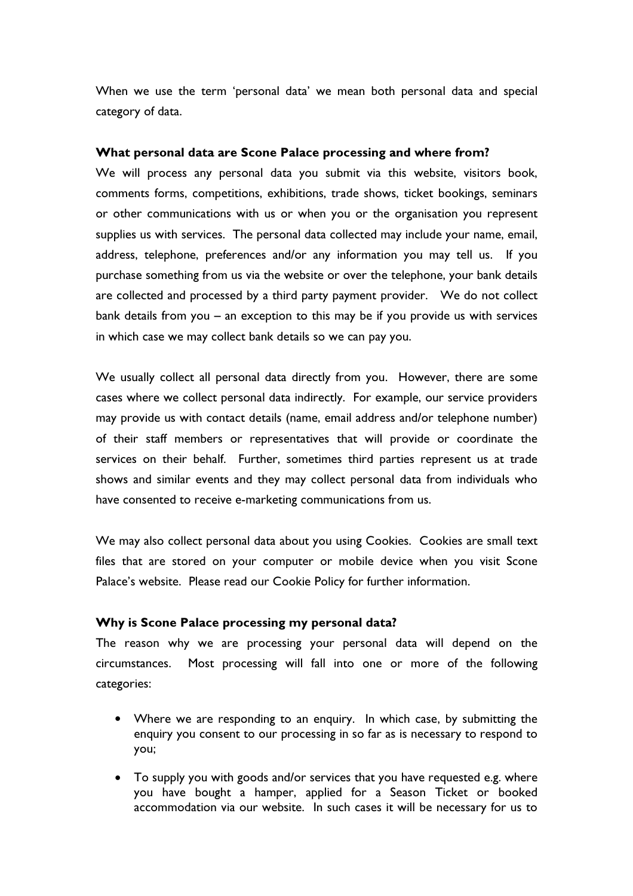When we use the term 'personal data' we mean both personal data and special category of data.

**What personal data are Scone Palace processing and where from?**

We will process any personal data you submit via this website, visitors book, comments forms, competitions, exhibitions, trade shows, ticket bookings, seminars or other communications with us or when you or the organisation you represent supplies us with services. The personal data collected may include your name, email, address, telephone, preferences and/or any information you may tell us. If you purchase something from us via the website or over the telephone, your bank details are collected and processed by a third party payment provider. We do not collect bank details from you – an exception to this may be if you provide us with services in which case we may collect bank details so we can pay you.

We usually collect all personal data directly from you. However, there are some cases where we collect personal data indirectly. For example, our service providers may provide us with contact details (name, email address and/or telephone number) of their staff members or representatives that will provide or coordinate the services on their behalf. Further, sometimes third parties represent us at trade shows and similar events and they may collect personal data from individuals who have consented to receive e-marketing communications from us.

We may also collect personal data about you using Cookies. Cookies are small text files that are stored on your computer or mobile device when you visit Scone Palace's website. Please read our Cookie Policy for further information.

**Why is Scone Palace processing my personal data?**

The reason why we are processing your personal data will depend on the circumstances. Most processing will fall into one or more of the following categories:

- Where we are responding to an enquiry. In which case, by submitting the enquiry you consent to our processing in so far as is necessary to respond to you;

- To supply you with goods and/or services that you have requested e.g. where you have bought a hamper, applied for a Season Ticket or booked accommodation via our website. In such cases it will be necessary for us to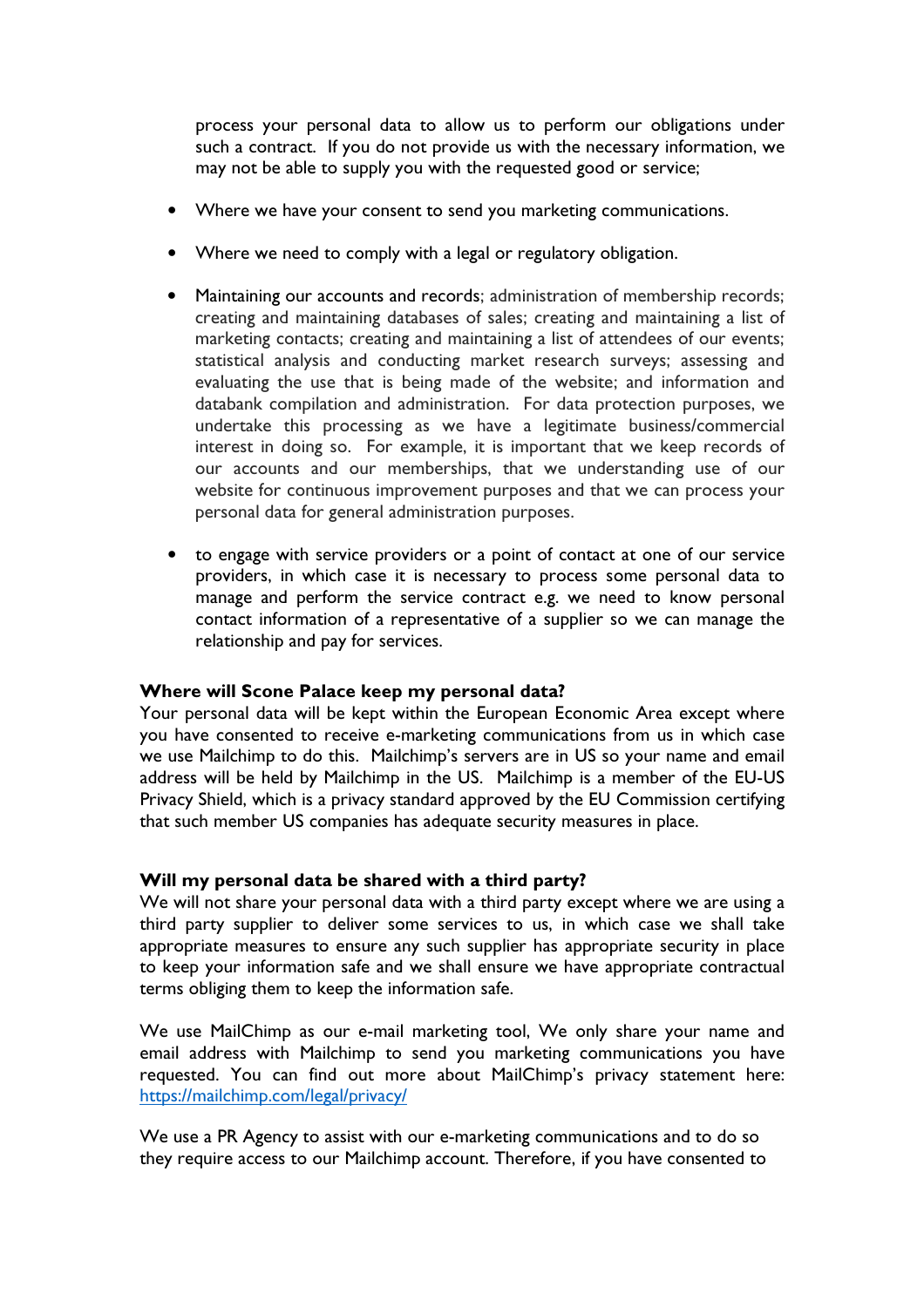process your personal data to allow us to perform our obligations under such a contract. If you do not provide us with the necessary information, we may not be able to supply you with the requested good or service;

- Where we have your consent to send you marketing communications.
- Where we need to comply with a legal or regulatory obligation.
- Maintaining our accounts and records; administration of membership records; creating and maintaining databases of sales; creating and maintaining a list of marketing contacts; creating and maintaining a list of attendees of our events; statistical analysis and conducting market research surveys; assessing and evaluating the use that is being made of the website; and information and databank compilation and administration. For data protection purposes, we undertake this processing as we have a legitimate business/commercial interest in doing so. For example, it is important that we keep records of our accounts and our memberships, that we understanding use of our website for continuous improvement purposes and that we can process your personal data for general administration purposes.
- to engage with service providers or a point of contact at one of our service providers, in which case it is necessary to process some personal data to manage and perform the service contract e.g. we need to know personal contact information of a representative of a supplier so we can manage the relationship and pay for services.

**Where will Scone Palace keep my personal data?**

Your personal data will be kept within the European Economic Area except where you have consented to receive e-marketing communications from us in which case we use Mailchimp to do this. Mailchimp's servers are in US so your name and email address will be held by Mailchimp in the US. Mailchimp is a member of the EU-US Privacy Shield, which is a privacy standard approved by the EU Commission certifying that such member US companies has adequate security measures in place.

**Will my personal data be shared with a third party?**

We will not share your personal data with a third party except where we are using a third party supplier to deliver some services to us, in which case we shall take appropriate measures to ensure any such supplier has appropriate security in place to keep your information safe and we shall ensure we have appropriate contractual terms obliging them to keep the information safe.

We use MailChimp as our e-mail marketing tool, We only share your name and email address with Mailchimp to send you marketing communications you have requested. You can find out more about MailChimp's privacy statement here: https://mailchimp.com/legal/privacy/

We use a PR Agency to assist with our e-marketing communications and to do so they require access to our Mailchimp account. Therefore, if you have consented to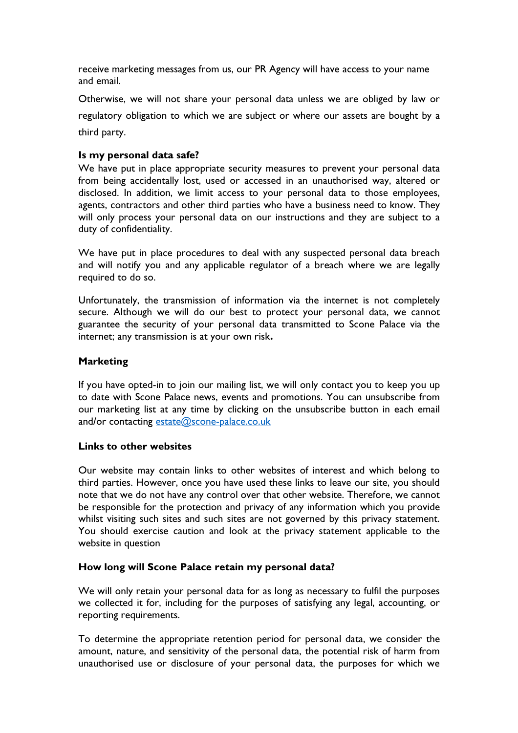receive marketing messages from us, our PR Agency will have access to your name and email.

Otherwise, we will not share your personal data unless we are obliged by law or regulatory obligation to which we are subject or where our assets are bought by a third party.

**Is my personal data safe?**

We have put in place appropriate security measures to prevent your personal data from being accidentally lost, used or accessed in an unauthorised way, altered or disclosed. In addition, we limit access to your personal data to those employees, agents, contractors and other third parties who have a business need to know. They will only process your personal data on our instructions and they are subject to a duty of confidentiality.

We have put in place procedures to deal with any suspected personal data breach and will notify you and any applicable regulator of a breach where we are legally required to do so.

Unfortunately, the transmission of information via the internet is not completely secure. Although we will do our best to protect your personal data, we cannot guarantee the security of your personal data transmitted to Scone Palace via the internet; any transmission is at your own risk**.**

**Marketing**

If you have opted-in to join our mailing list, we will only contact you to keep you up to date with Scone Palace news, events and promotions. You can unsubscribe from our marketing list at any time by clicking on the unsubscribe button in each email and/or contacting [estate@scone-palace.co.uk](mailto:estate@scone-palace.co.uk)

**Links to other websites**

Our website may contain links to other websites of interest and which belong to third parties. However, once you have used these links to leave our site, you should note that we do not have any control over that other website. Therefore, we cannot be responsible for the protection and privacy of any information which you provide whilst visiting such sites and such sites are not governed by this privacy statement. You should exercise caution and look at the privacy statement applicable to the website in question

**How long will Scone Palace retain my personal data?**

We will only retain your personal data for as long as necessary to fulfil the purposes we collected it for, including for the purposes of satisfying any legal, accounting, or reporting requirements.

To determine the appropriate retention period for personal data, we consider the amount, nature, and sensitivity of the personal data, the potential risk of harm from unauthorised use or disclosure of your personal data, the purposes for which we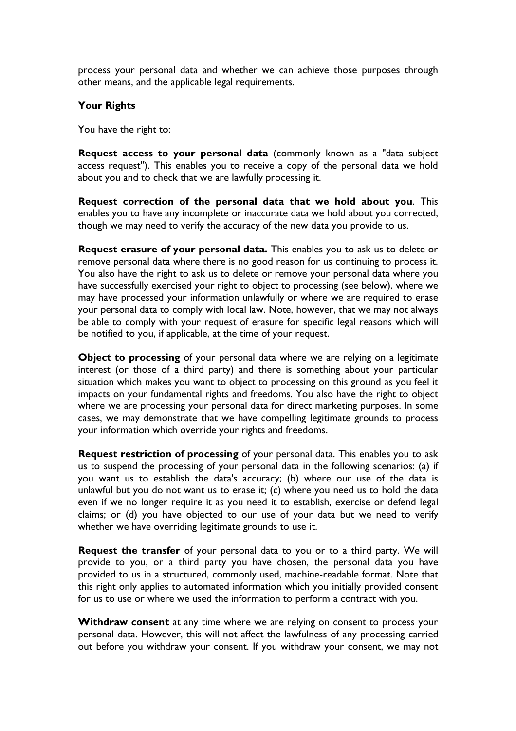process your personal data and whether we can achieve those purposes through other means, and the applicable legal requirements.

**Your Rights**

You have the right to:

**Request access to your personal data** (commonly known as a "data subject access request"). This enables you to receive a copy of the personal data we hold about you and to check that we are lawfully processing it.

**Request correction of the personal data that we hold about you**. This enables you to have any incomplete or inaccurate data we hold about you corrected, though we may need to verify the accuracy of the new data you provide to us.

**Request erasure of your personal data.** This enables you to ask us to delete or remove personal data where there is no good reason for us continuing to process it. You also have the right to ask us to delete or remove your personal data where you have successfully exercised your right to object to processing (see below), where we may have processed your information unlawfully or where we are required to erase your personal data to comply with local law. Note, however, that we may not always be able to comply with your request of erasure for specific legal reasons which will be notified to you, if applicable, at the time of your request.

**Object to processing** of your personal data where we are relying on a legitimate interest (or those of a third party) and there is something about your particular situation which makes you want to object to processing on this ground as you feel it impacts on your fundamental rights and freedoms. You also have the right to object where we are processing your personal data for direct marketing purposes. In some cases, we may demonstrate that we have compelling legitimate grounds to process your information which override your rights and freedoms.

**Request restriction of processing** of your personal data. This enables you to ask us to suspend the processing of your personal data in the following scenarios: (a) if you want us to establish the data's accuracy; (b) where our use of the data is unlawful but you do not want us to erase it; (c) where you need us to hold the data even if we no longer require it as you need it to establish, exercise or defend legal claims; or (d) you have objected to our use of your data but we need to verify whether we have overriding legitimate grounds to use it.

**Request the transfer** of your personal data to you or to a third party. We will provide to you, or a third party you have chosen, the personal data you have provided to us in a structured, commonly used, machine-readable format. Note that this right only applies to automated information which you initially provided consent for us to use or where we used the information to perform a contract with you.

**Withdraw consent** at any time where we are relying on consent to process your personal data. However, this will not affect the lawfulness of any processing carried out before you withdraw your consent. If you withdraw your consent, we may not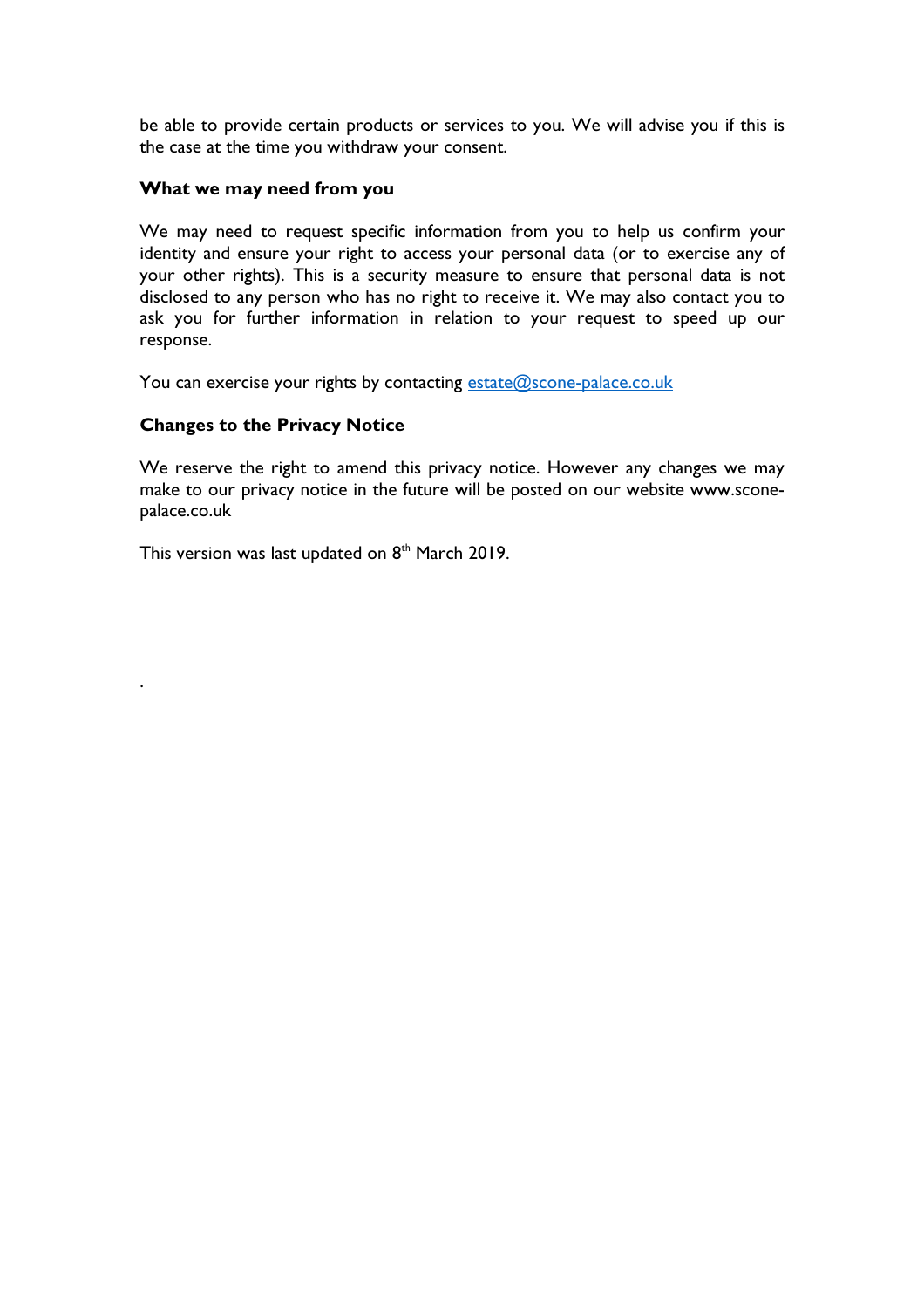be able to provide certain products or services to you. We will advise you if this is the case at the time you withdraw your consent.

**What we may need from you**

We may need to request specific information from you to help us confirm your identity and ensure your right to access your personal data (or to exercise any of your other rights). This is a security measure to ensure that personal data is not disclosed to any person who has no right to receive it. We may also contact you to ask you for further information in relation to your request to speed up our response.

You can exercise your rights by contacting estate@scone-palace.co.uk

**Changes to the Privacy Notice**

We reserve the right to amend this privacy notice. However any changes we may make to our privacy notice in the future will be posted on our website www.scone-palace.co.uk

This version was last updated on 8th March 2019.

.